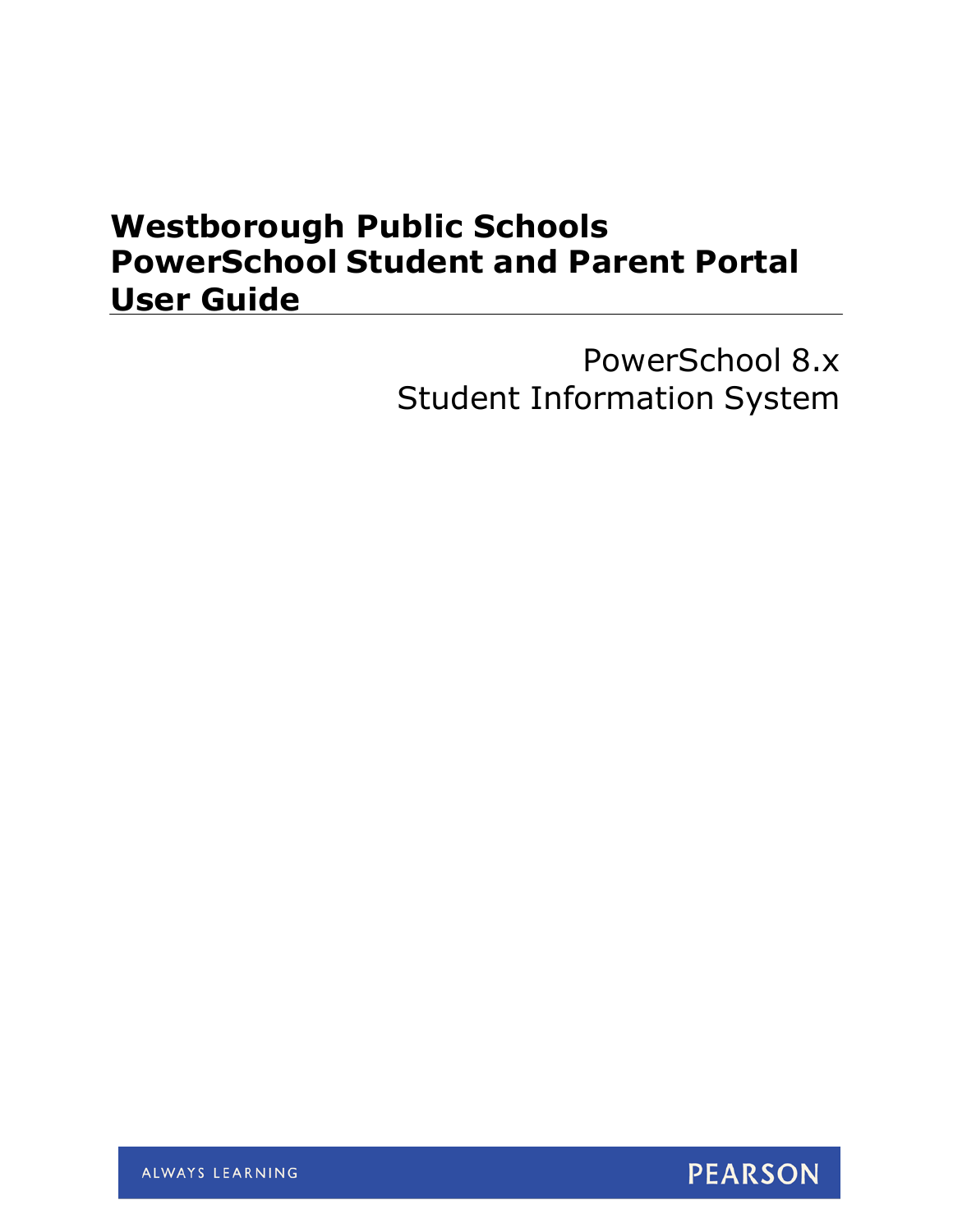# Westborough Public Schools PowerSchool Student and Parent Portal User Guide

PowerSchool 8.x
Student Information System

ALWAYS LEARNING PEARSON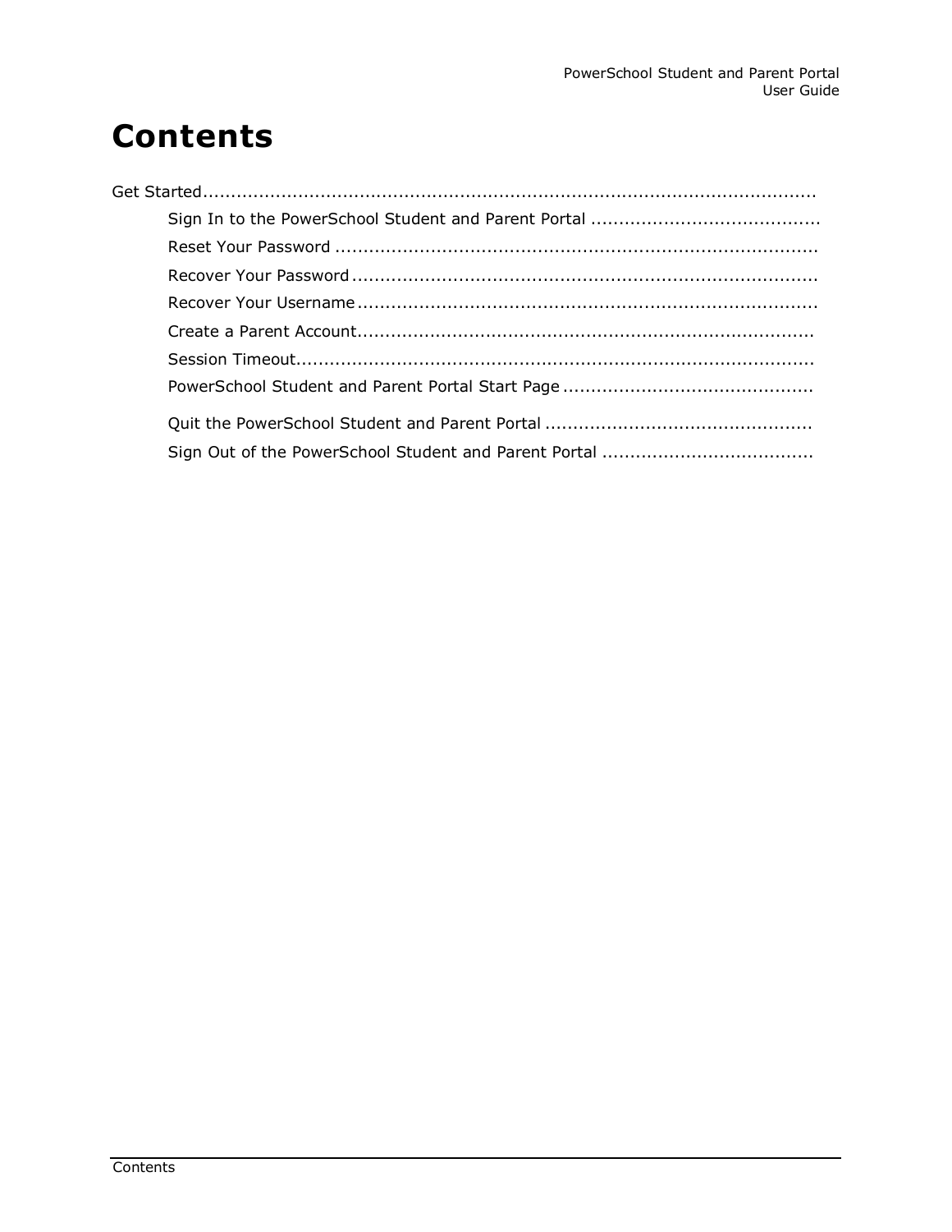# Contents

- Get Started
  - Sign In to the PowerSchool Student and Parent Portal
  - Reset Your Password
  - Recover Your Password
  - Recover Your Username
  - Create a Parent Account
  - Session Timeout
  - PowerSchool Student and Parent Portal Start Page
  - Quit the PowerSchool Student and Parent Portal
  - Sign Out of the PowerSchool Student and Parent Portal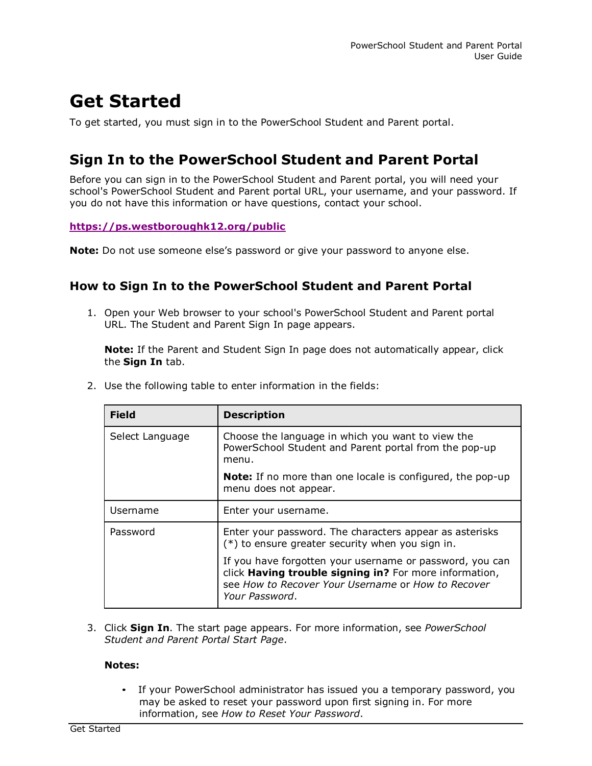# Get Started

To get started, you must sign in to the PowerSchool Student and Parent portal.

## Sign In to the PowerSchool Student and Parent Portal

Before you can sign in to the PowerSchool Student and Parent portal, you will need your school's PowerSchool Student and Parent portal URL, your username, and your password. If you do not have this information or have questions, contact your school.

**https://ps.westboroughk12.org/public**

**Note:** Do not use someone else's password or give your password to anyone else.

### How to Sign In to the PowerSchool Student and Parent Portal

1. Open your Web browser to your school's PowerSchool Student and Parent portal URL. The Student and Parent Sign In page appears.

   **Note:** If the Parent and Student Sign In page does not automatically appear, click the **Sign In** tab.

2. Use the following table to enter information in the fields:

| Field | Description |
| --- | --- |
| Select Language | Choose the language in which you want to view the PowerSchool Student and Parent portal from the pop-up menu.<br><br>**Note:** If no more than one locale is configured, the pop-up menu does not appear. |
| Username | Enter your username. |
| Password | Enter your password. The characters appear as asterisks (*) to ensure greater security when you sign in.<br><br>If you have forgotten your username or password, you can click **Having trouble signing in?** For more information, see *How to Recover Your Username* or *How to Recover Your Password*. |

3. Click **Sign In**. The start page appears. For more information, see *PowerSchool Student and Parent Portal Start Page*.

   **Notes:**

   - If your PowerSchool administrator has issued you a temporary password, you may be asked to reset your password upon first signing in. For more information, see *How to Reset Your Password*.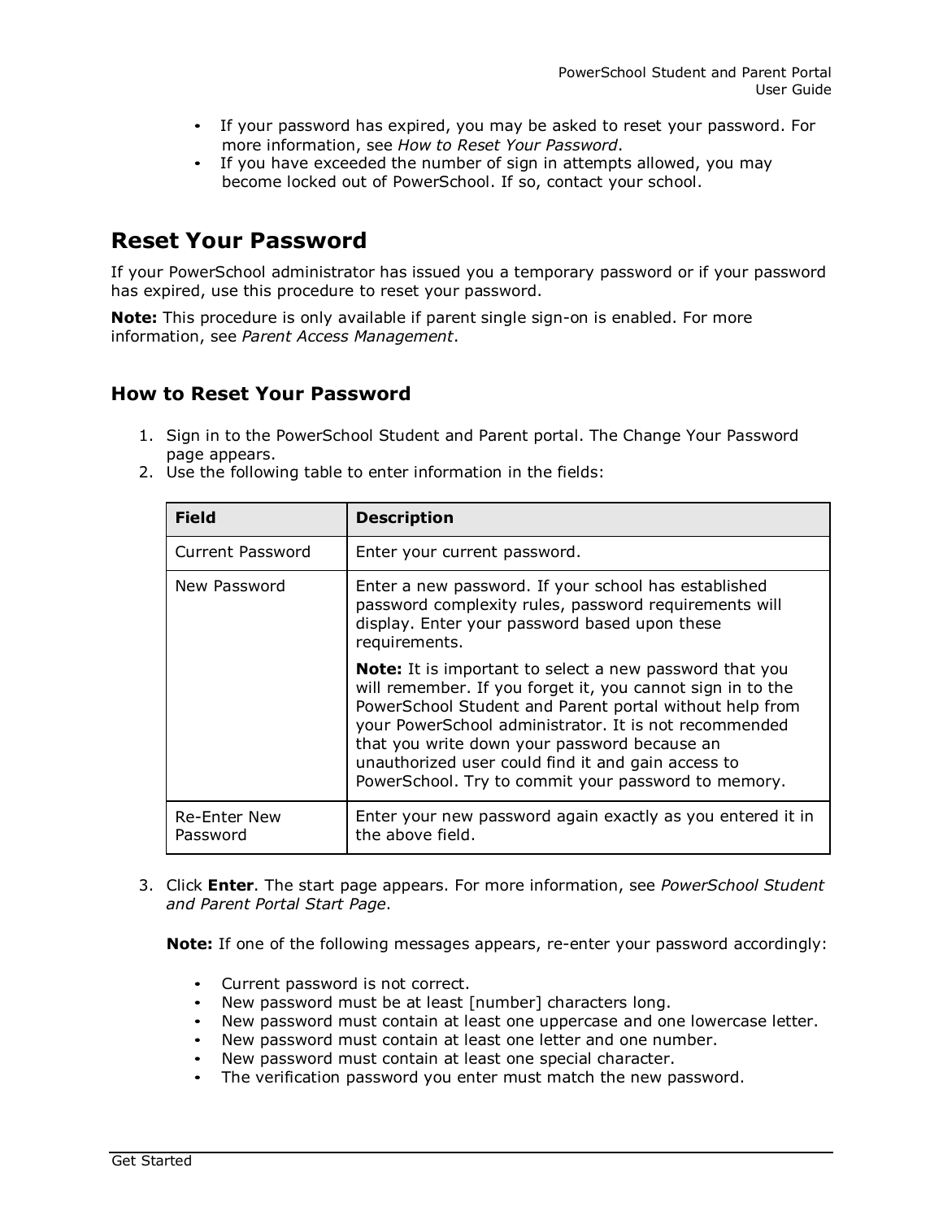- If your password has expired, you may be asked to reset your password. For more information, see *How to Reset Your Password*.
- If you have exceeded the number of sign in attempts allowed, you may become locked out of PowerSchool. If so, contact your school.

## Reset Your Password

If your PowerSchool administrator has issued you a temporary password or if your password has expired, use this procedure to reset your password.

**Note:** This procedure is only available if parent single sign-on is enabled. For more information, see *Parent Access Management*.

### How to Reset Your Password

1. Sign in to the PowerSchool Student and Parent portal. The Change Your Password page appears.
2. Use the following table to enter information in the fields:

| Field | Description |
|---|---|
| Current Password | Enter your current password. |
| New Password | Enter a new password. If your school has established password complexity rules, password requirements will display. Enter your password based upon these requirements.<br><br>**Note:** It is important to select a new password that you will remember. If you forget it, you cannot sign in to the PowerSchool Student and Parent portal without help from your PowerSchool administrator. It is not recommended that you write down your password because an unauthorized user could find it and gain access to PowerSchool. Try to commit your password to memory. |
| Re-Enter New Password | Enter your new password again exactly as you entered it in the above field. |

3. Click **Enter**. The start page appears. For more information, see *PowerSchool Student and Parent Portal Start Page*.

   **Note:** If one of the following messages appears, re-enter your password accordingly:

   - Current password is not correct.
   - New password must be at least [number] characters long.
   - New password must contain at least one uppercase and one lowercase letter.
   - New password must contain at least one letter and one number.
   - New password must contain at least one special character.
   - The verification password you enter must match the new password.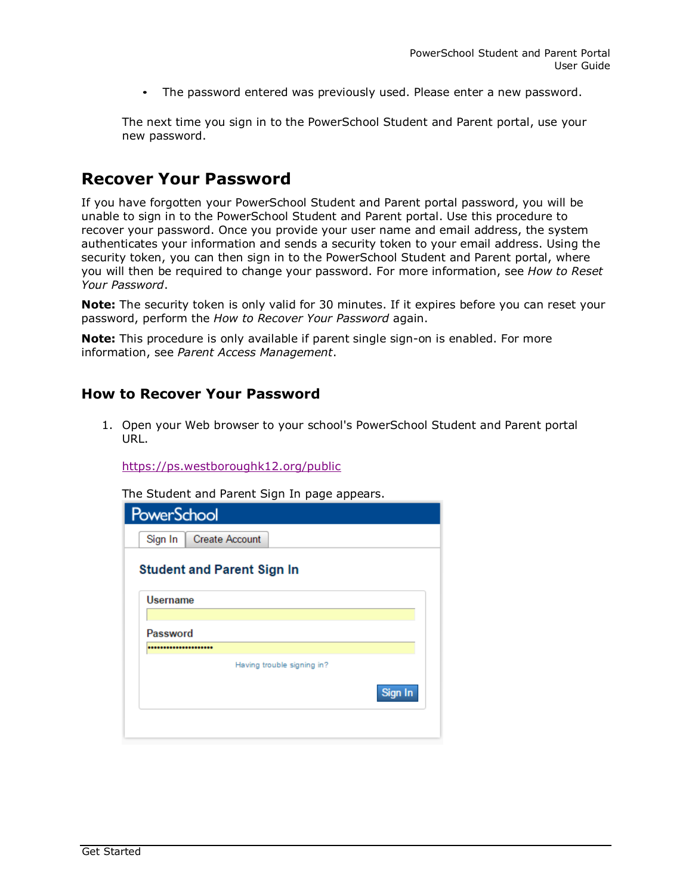- The password entered was previously used. Please enter a new password.

The next time you sign in to the PowerSchool Student and Parent portal, use your new password.

## Recover Your Password

If you have forgotten your PowerSchool Student and Parent portal password, you will be unable to sign in to the PowerSchool Student and Parent portal. Use this procedure to recover your password. Once you provide your user name and email address, the system authenticates your information and sends a security token to your email address. Using the security token, you can then sign in to the PowerSchool Student and Parent portal, where you will then be required to change your password. For more information, see *How to Reset Your Password*.

**Note:** The security token is only valid for 30 minutes. If it expires before you can reset your password, perform the *How to Recover Your Password* again.

**Note:** This procedure is only available if parent single sign-on is enabled. For more information, see *Parent Access Management*.

### How to Recover Your Password

1. Open your Web browser to your school's PowerSchool Student and Parent portal URL.

   https://ps.westboroughk12.org/public

   The Student and Parent Sign In page appears.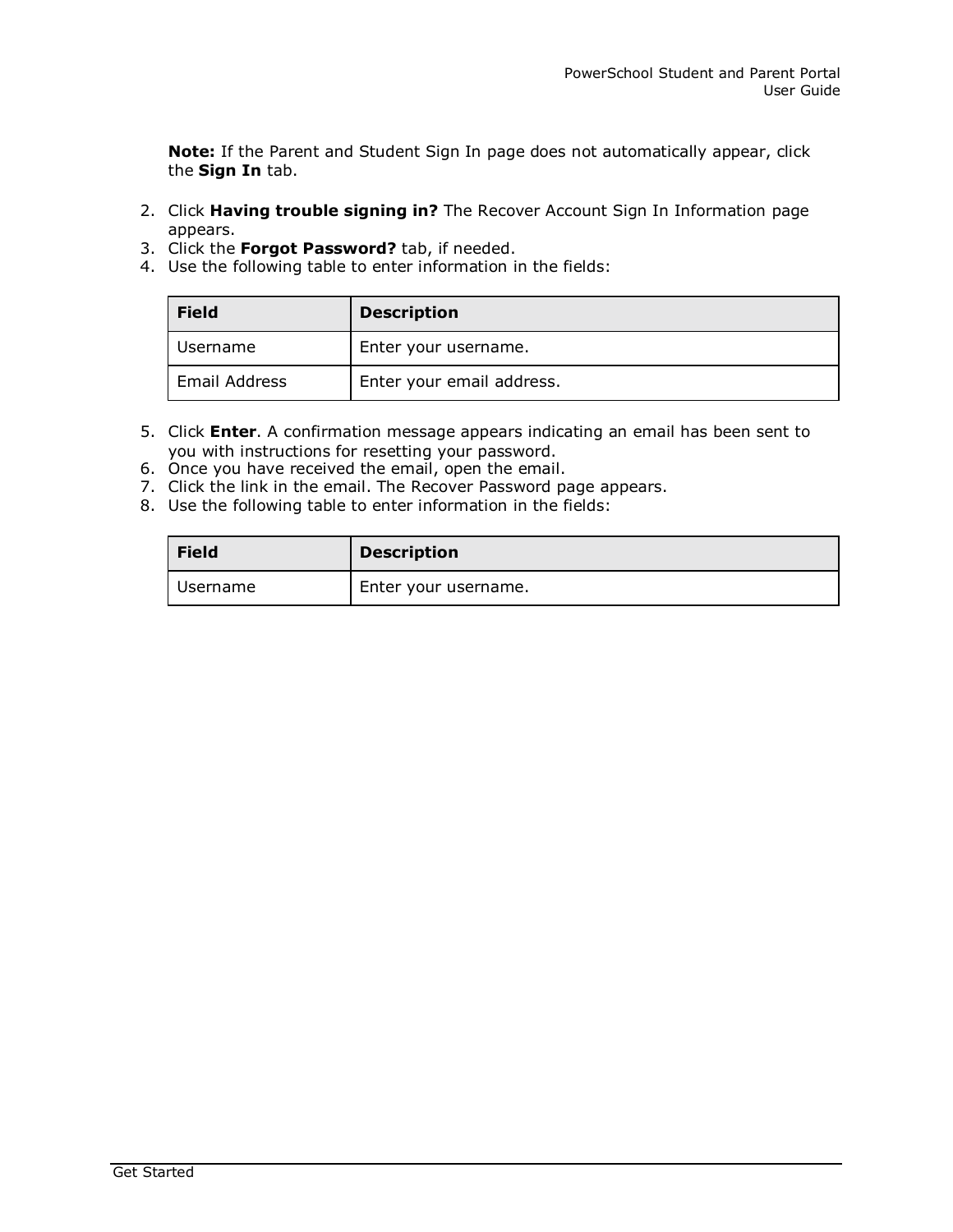**Note:** If the Parent and Student Sign In page does not automatically appear, click the **Sign In** tab.

2. Click **Having trouble signing in?** The Recover Account Sign In Information page appears.
3. Click the **Forgot Password?** tab, if needed.
4. Use the following table to enter information in the fields:

| Field | Description |
| --- | --- |
| Username | Enter your username. |
| Email Address | Enter your email address. |

5. Click **Enter**. A confirmation message appears indicating an email has been sent to you with instructions for resetting your password.
6. Once you have received the email, open the email.
7. Click the link in the email. The Recover Password page appears.
8. Use the following table to enter information in the fields:

| Field | Description |
| --- | --- |
| Username | Enter your username. |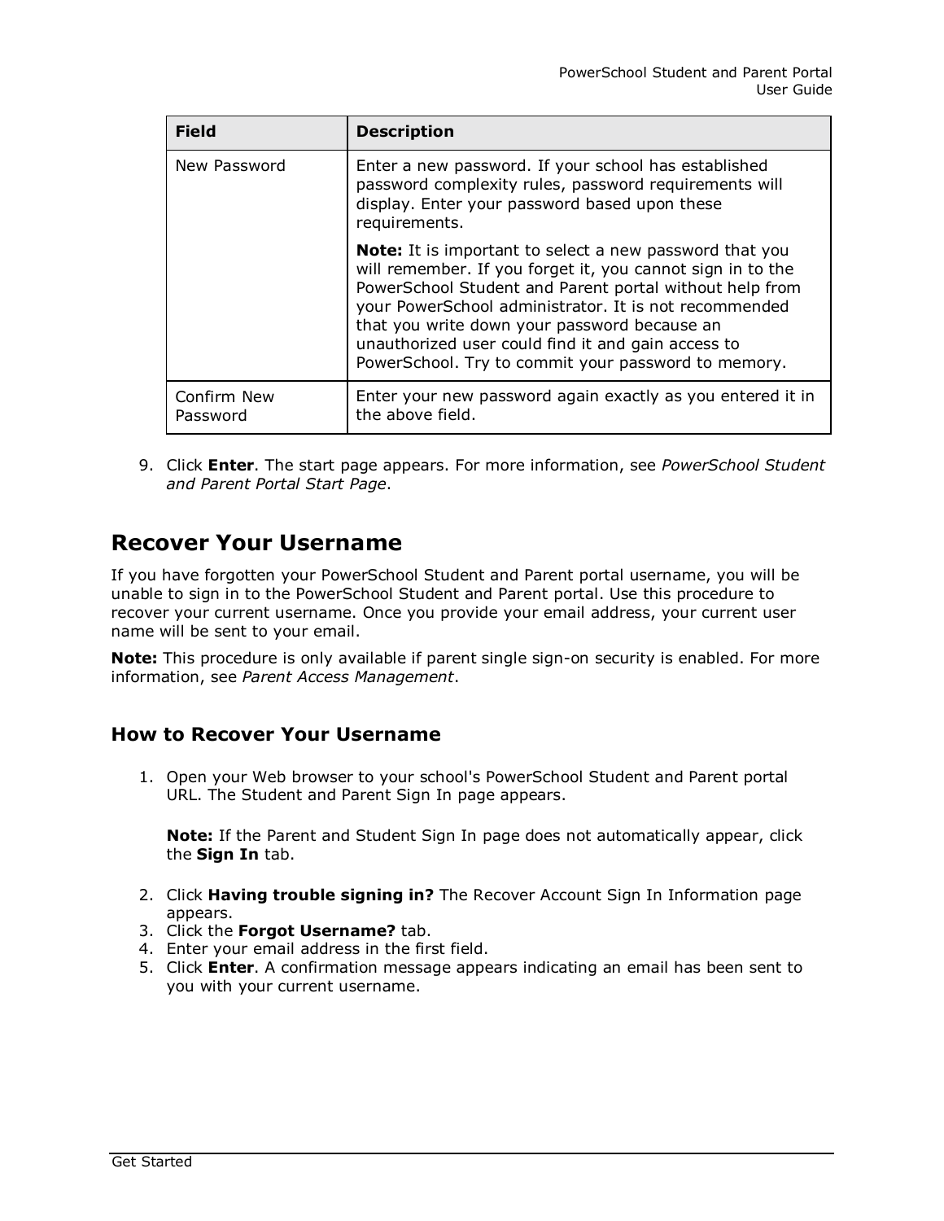| Field | Description |
| --- | --- |
| New Password | Enter a new password. If your school has established password complexity rules, password requirements will display. Enter your password based upon these requirements.<br><br>**Note:** It is important to select a new password that you will remember. If you forget it, you cannot sign in to the PowerSchool Student and Parent portal without help from your PowerSchool administrator. It is not recommended that you write down your password because an unauthorized user could find it and gain access to PowerSchool. Try to commit your password to memory. |
| Confirm New Password | Enter your new password again exactly as you entered it in the above field. |

9. Click **Enter**. The start page appears. For more information, see *PowerSchool Student and Parent Portal Start Page*.

## Recover Your Username

If you have forgotten your PowerSchool Student and Parent portal username, you will be unable to sign in to the PowerSchool Student and Parent portal. Use this procedure to recover your current username. Once you provide your email address, your current user name will be sent to your email.

**Note:** This procedure is only available if parent single sign-on security is enabled. For more information, see *Parent Access Management*.

### How to Recover Your Username

1. Open your Web browser to your school's PowerSchool Student and Parent portal URL. The Student and Parent Sign In page appears.

   **Note:** If the Parent and Student Sign In page does not automatically appear, click the **Sign In** tab.

2. Click **Having trouble signing in?** The Recover Account Sign In Information page appears.
3. Click the **Forgot Username?** tab.
4. Enter your email address in the first field.
5. Click **Enter**. A confirmation message appears indicating an email has been sent to you with your current username.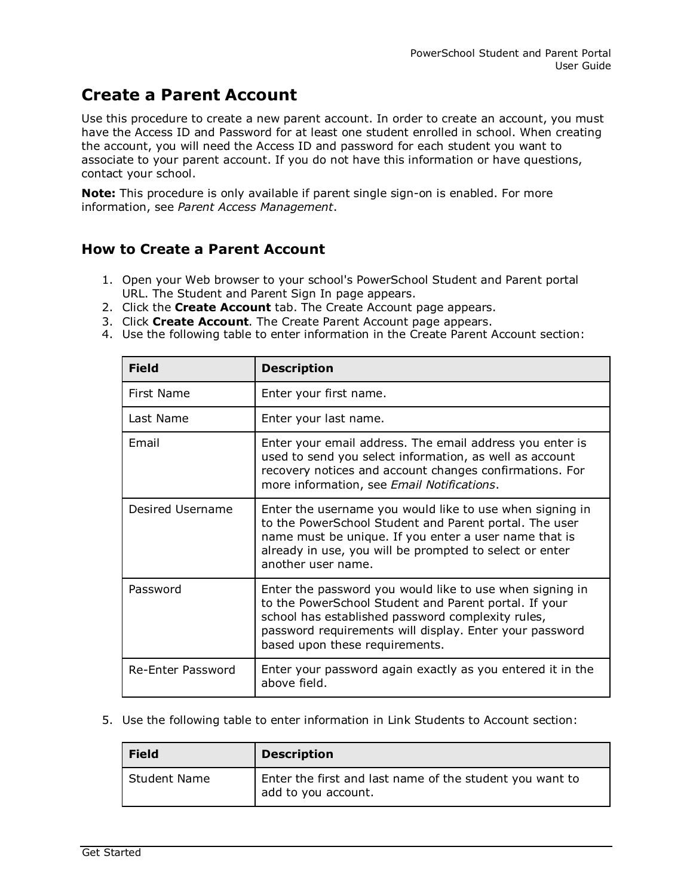# Create a Parent Account

Use this procedure to create a new parent account. In order to create an account, you must have the Access ID and Password for at least one student enrolled in school. When creating the account, you will need the Access ID and password for each student you want to associate to your parent account. If you do not have this information or have questions, contact your school.

**Note:** This procedure is only available if parent single sign-on is enabled. For more information, see *Parent Access Management*.

## How to Create a Parent Account

1. Open your Web browser to your school's PowerSchool Student and Parent portal URL. The Student and Parent Sign In page appears.
2. Click the **Create Account** tab. The Create Account page appears.
3. Click **Create Account**. The Create Parent Account page appears.
4. Use the following table to enter information in the Create Parent Account section:

| Field | Description |
|---|---|
| First Name | Enter your first name. |
| Last Name | Enter your last name. |
| Email | Enter your email address. The email address you enter is used to send you select information, as well as account recovery notices and account changes confirmations. For more information, see *Email Notifications*. |
| Desired Username | Enter the username you would like to use when signing in to the PowerSchool Student and Parent portal. The user name must be unique. If you enter a user name that is already in use, you will be prompted to select or enter another user name. |
| Password | Enter the password you would like to use when signing in to the PowerSchool Student and Parent portal. If your school has established password complexity rules, password requirements will display. Enter your password based upon these requirements. |
| Re-Enter Password | Enter your password again exactly as you entered it in the above field. |

5. Use the following table to enter information in Link Students to Account section:

| Field | Description |
|---|---|
| Student Name | Enter the first and last name of the student you want to add to you account. |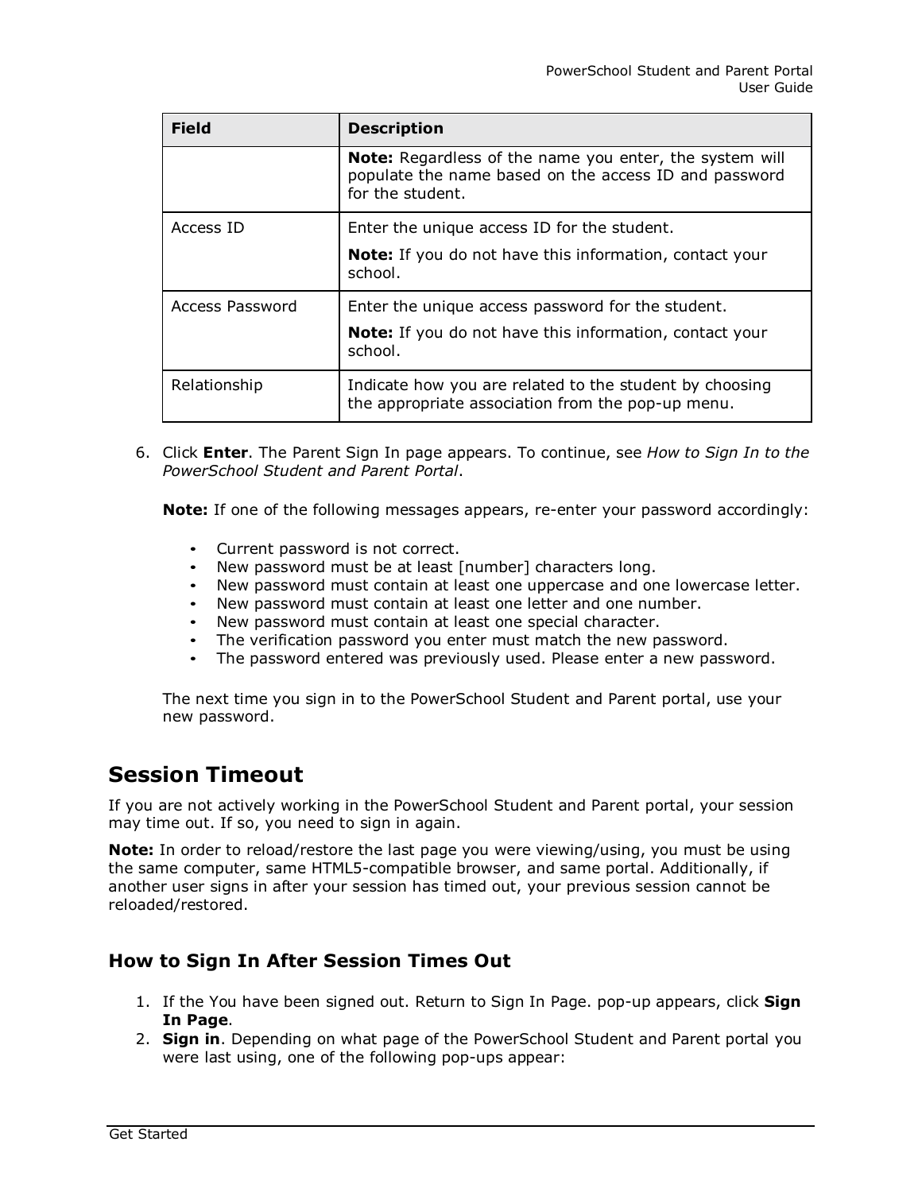| Field | Description |
| --- | --- |
| | **Note:** Regardless of the name you enter, the system will populate the name based on the access ID and password for the student. |
| Access ID | Enter the unique access ID for the student.<br><br>**Note:** If you do not have this information, contact your school. |
| Access Password | Enter the unique access password for the student.<br><br>**Note:** If you do not have this information, contact your school. |
| Relationship | Indicate how you are related to the student by choosing the appropriate association from the pop-up menu. |

6. Click **Enter**. The Parent Sign In page appears. To continue, see *How to Sign In to the PowerSchool Student and Parent Portal*.

   **Note:** If one of the following messages appears, re-enter your password accordingly:

   - Current password is not correct.
   - New password must be at least [number] characters long.
   - New password must contain at least one uppercase and one lowercase letter.
   - New password must contain at least one letter and one number.
   - New password must contain at least one special character.
   - The verification password you enter must match the new password.
   - The password entered was previously used. Please enter a new password.

   The next time you sign in to the PowerSchool Student and Parent portal, use your new password.

## Session Timeout

If you are not actively working in the PowerSchool Student and Parent portal, your session may time out. If so, you need to sign in again.

**Note:** In order to reload/restore the last page you were viewing/using, you must be using the same computer, same HTML5-compatible browser, and same portal. Additionally, if another user signs in after your session has timed out, your previous session cannot be reloaded/restored.

### How to Sign In After Session Times Out

1. If the You have been signed out. Return to Sign In Page. pop-up appears, click **Sign In Page**.
2. **Sign in**. Depending on what page of the PowerSchool Student and Parent portal you were last using, one of the following pop-ups appear: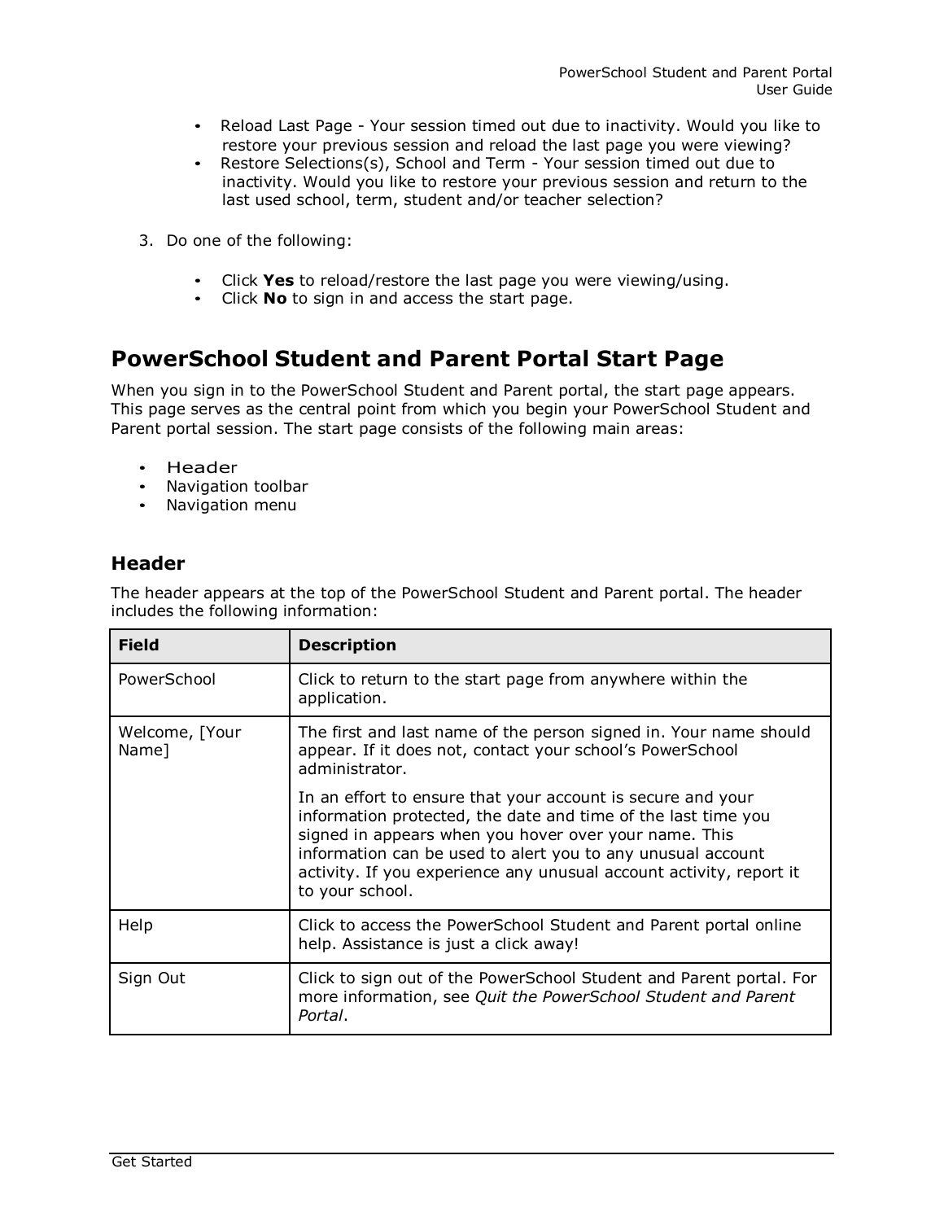- Reload Last Page - Your session timed out due to inactivity. Would you like to restore your previous session and reload the last page you were viewing?
- Restore Selections(s), School and Term - Your session timed out due to inactivity. Would you like to restore your previous session and return to the last used school, term, student and/or teacher selection?

3. Do one of the following:

- Click **Yes** to reload/restore the last page you were viewing/using.
- Click **No** to sign in and access the start page.

## PowerSchool Student and Parent Portal Start Page

When you sign in to the PowerSchool Student and Parent portal, the start page appears. This page serves as the central point from which you begin your PowerSchool Student and Parent portal session. The start page consists of the following main areas:

- Header
- Navigation toolbar
- Navigation menu

### Header

The header appears at the top of the PowerSchool Student and Parent portal. The header includes the following information:

| Field | Description |
|---|---|
| PowerSchool | Click to return to the start page from anywhere within the application. |
| Welcome, [Your Name] | The first and last name of the person signed in. Your name should appear. If it does not, contact your school's PowerSchool administrator.<br><br>In an effort to ensure that your account is secure and your information protected, the date and time of the last time you signed in appears when you hover over your name. This information can be used to alert you to any unusual account activity. If you experience any unusual account activity, report it to your school. |
| Help | Click to access the PowerSchool Student and Parent portal online help. Assistance is just a click away! |
| Sign Out | Click to sign out of the PowerSchool Student and Parent portal. For more information, see *Quit the PowerSchool Student and Parent Portal*. |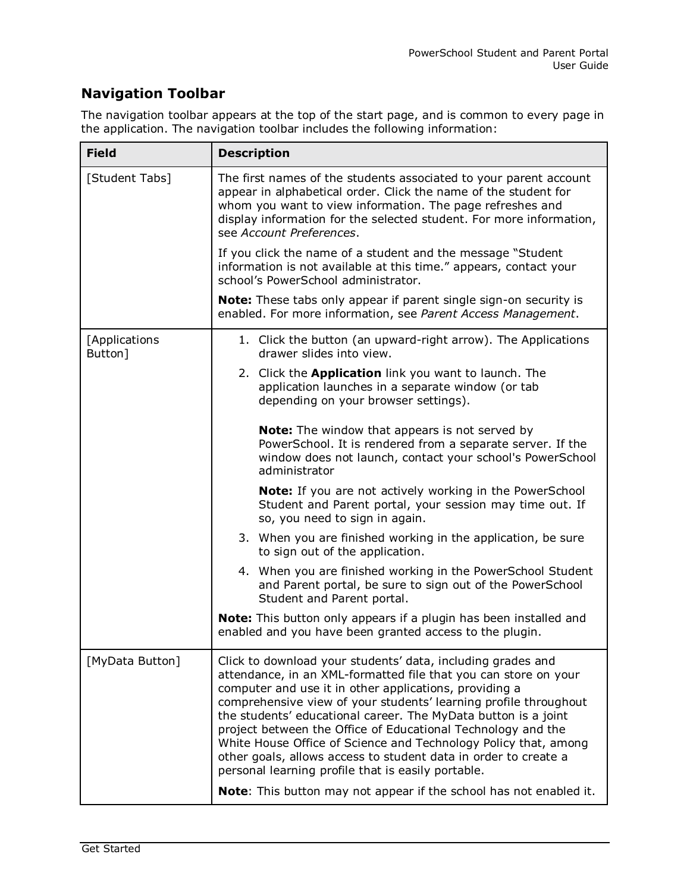## Navigation Toolbar

The navigation toolbar appears at the top of the start page, and is common to every page in the application. The navigation toolbar includes the following information:

| Field | Description |
|---|---|
| [Student Tabs] | The first names of the students associated to your parent account appear in alphabetical order. Click the name of the student for whom you want to view information. The page refreshes and display information for the selected student. For more information, see *Account Preferences*.<br><br>If you click the name of a student and the message "Student information is not available at this time." appears, contact your school's PowerSchool administrator.<br><br>**Note:** These tabs only appear if parent single sign-on security is enabled. For more information, see *Parent Access Management*. |
| [Applications Button] | 1. Click the button (an upward-right arrow). The Applications drawer slides into view.<br>2. Click the **Application** link you want to launch. The application launches in a separate window (or tab depending on your browser settings).<br><br>**Note:** The window that appears is not served by PowerSchool. It is rendered from a separate server. If the window does not launch, contact your school's PowerSchool administrator<br><br>**Note:** If you are not actively working in the PowerSchool Student and Parent portal, your session may time out. If so, you need to sign in again.<br>3. When you are finished working in the application, be sure to sign out of the application.<br>4. When you are finished working in the PowerSchool Student and Parent portal, be sure to sign out of the PowerSchool Student and Parent portal.<br><br>**Note:** This button only appears if a plugin has been installed and enabled and you have been granted access to the plugin. |
| [MyData Button] | Click to download your students' data, including grades and attendance, in an XML-formatted file that you can store on your computer and use it in other applications, providing a comprehensive view of your students' learning profile throughout the students' educational career. The MyData button is a joint project between the Office of Educational Technology and the White House Office of Science and Technology Policy that, among other goals, allows access to student data in order to create a personal learning profile that is easily portable.<br><br>**Note**: This button may not appear if the school has not enabled it. |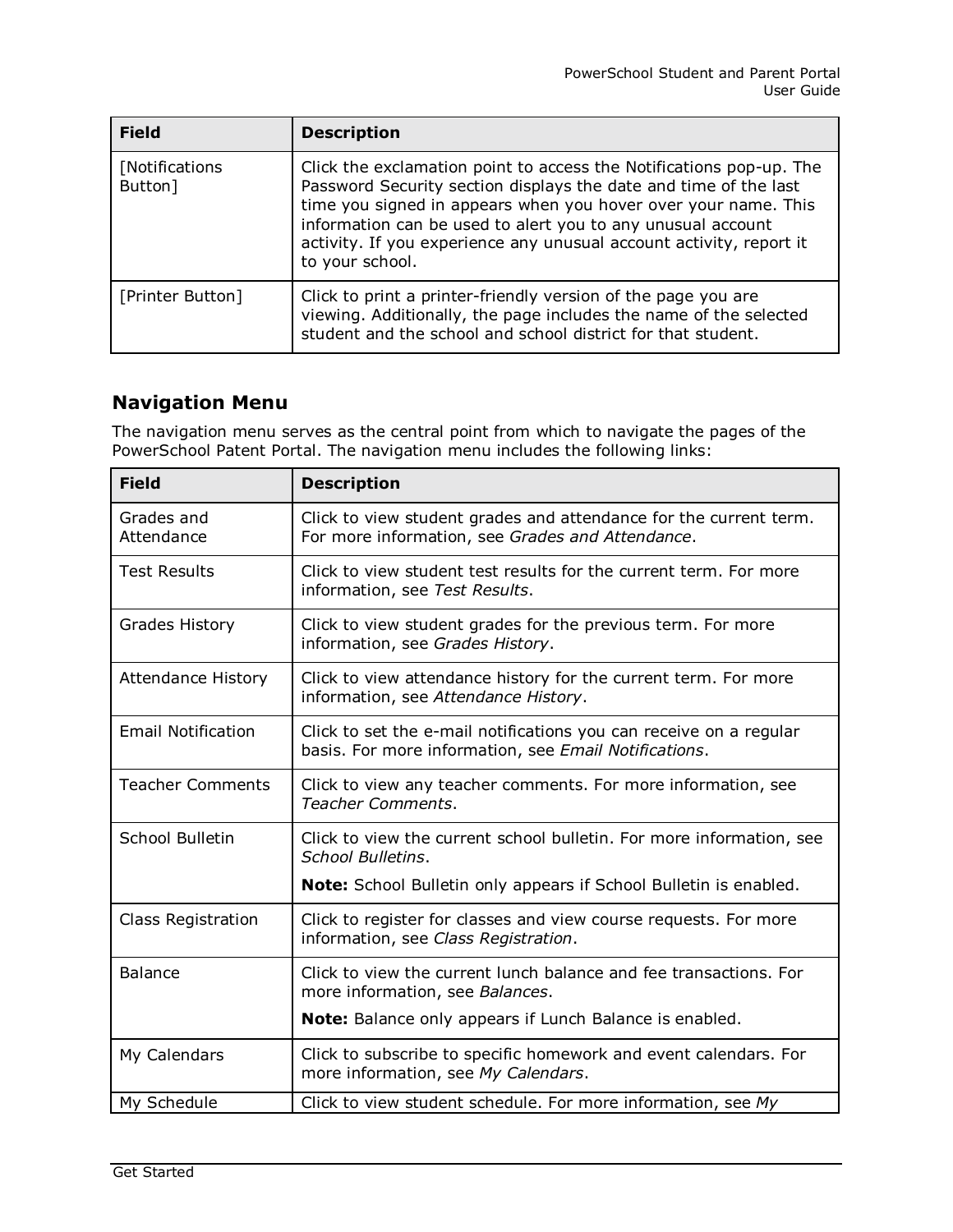| Field | Description |
| --- | --- |
| [Notifications Button] | Click the exclamation point to access the Notifications pop-up. The Password Security section displays the date and time of the last time you signed in appears when you hover over your name. This information can be used to alert you to any unusual account activity. If you experience any unusual account activity, report it to your school. |
| [Printer Button] | Click to print a printer-friendly version of the page you are viewing. Additionally, the page includes the name of the selected student and the school and school district for that student. |

## Navigation Menu

The navigation menu serves as the central point from which to navigate the pages of the PowerSchool Patent Portal. The navigation menu includes the following links:

| Field | Description |
| --- | --- |
| Grades and Attendance | Click to view student grades and attendance for the current term. For more information, see *Grades and Attendance*. |
| Test Results | Click to view student test results for the current term. For more information, see *Test Results*. |
| Grades History | Click to view student grades for the previous term. For more information, see *Grades History*. |
| Attendance History | Click to view attendance history for the current term. For more information, see *Attendance History*. |
| Email Notification | Click to set the e-mail notifications you can receive on a regular basis. For more information, see *Email Notifications*. |
| Teacher Comments | Click to view any teacher comments. For more information, see *Teacher Comments*. |
| School Bulletin | Click to view the current school bulletin. For more information, see *School Bulletins*.<br><br>**Note:** School Bulletin only appears if School Bulletin is enabled. |
| Class Registration | Click to register for classes and view course requests. For more information, see *Class Registration*. |
| Balance | Click to view the current lunch balance and fee transactions. For more information, see *Balances*.<br><br>**Note:** Balance only appears if Lunch Balance is enabled. |
| My Calendars | Click to subscribe to specific homework and event calendars. For more information, see *My Calendars*. |
| My Schedule | Click to view student schedule. For more information, see *My* |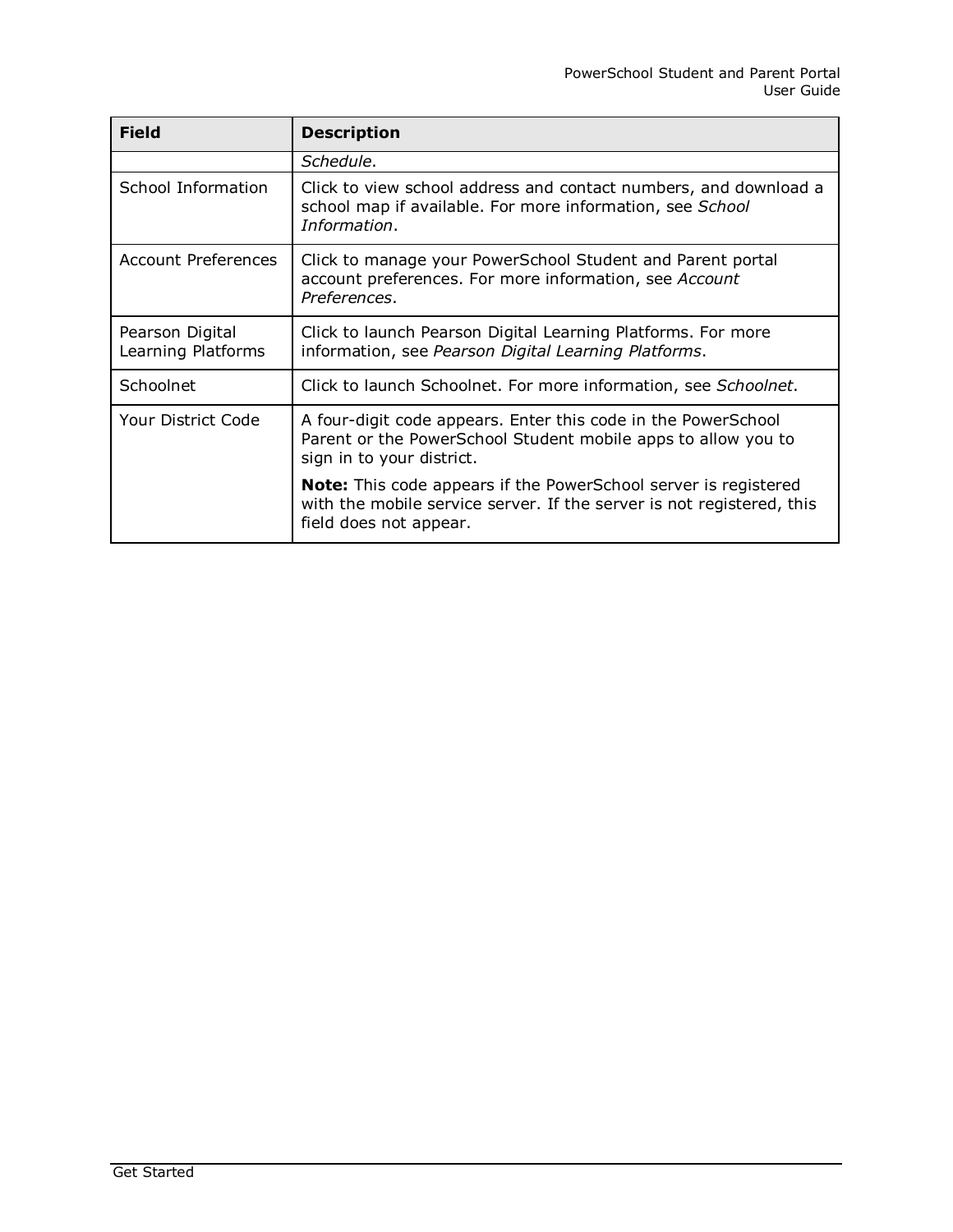| Field | Description |
|---|---|
| | *Schedule*. |
| School Information | Click to view school address and contact numbers, and download a school map if available. For more information, see *School Information*. |
| Account Preferences | Click to manage your PowerSchool Student and Parent portal account preferences. For more information, see *Account Preferences*. |
| Pearson Digital Learning Platforms | Click to launch Pearson Digital Learning Platforms. For more information, see *Pearson Digital Learning Platforms*. |
| Schoolnet | Click to launch Schoolnet. For more information, see *Schoolnet*. |
| Your District Code | A four-digit code appears. Enter this code in the PowerSchool Parent or the PowerSchool Student mobile apps to allow you to sign in to your district.<br><br>**Note:** This code appears if the PowerSchool server is registered with the mobile service server. If the server is not registered, this field does not appear. |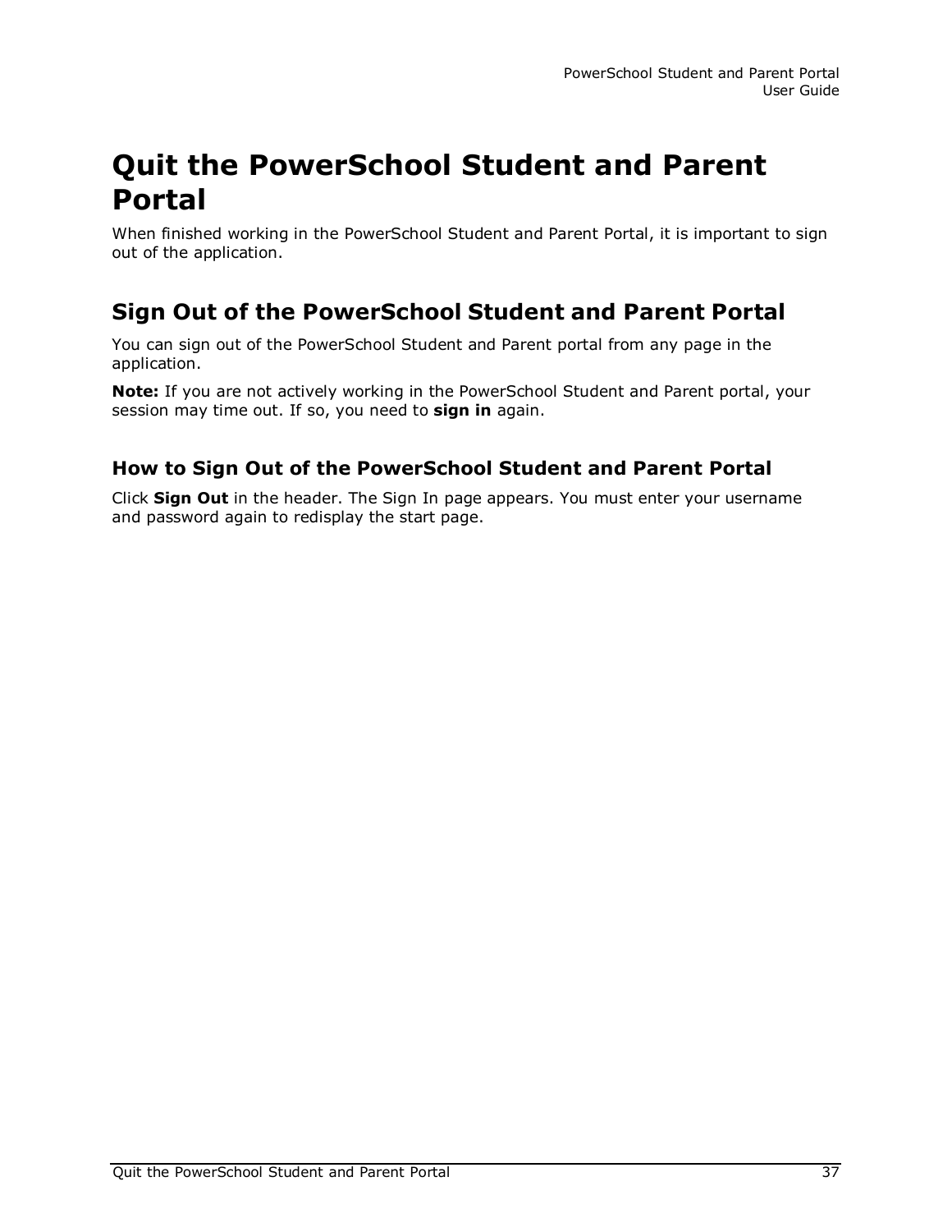# Quit the PowerSchool Student and Parent Portal

When finished working in the PowerSchool Student and Parent Portal, it is important to sign out of the application.

## Sign Out of the PowerSchool Student and Parent Portal

You can sign out of the PowerSchool Student and Parent portal from any page in the application.

**Note:** If you are not actively working in the PowerSchool Student and Parent portal, your session may time out. If so, you need to **sign in** again.

### How to Sign Out of the PowerSchool Student and Parent Portal

Click **Sign Out** in the header. The Sign In page appears. You must enter your username and password again to redisplay the start page.